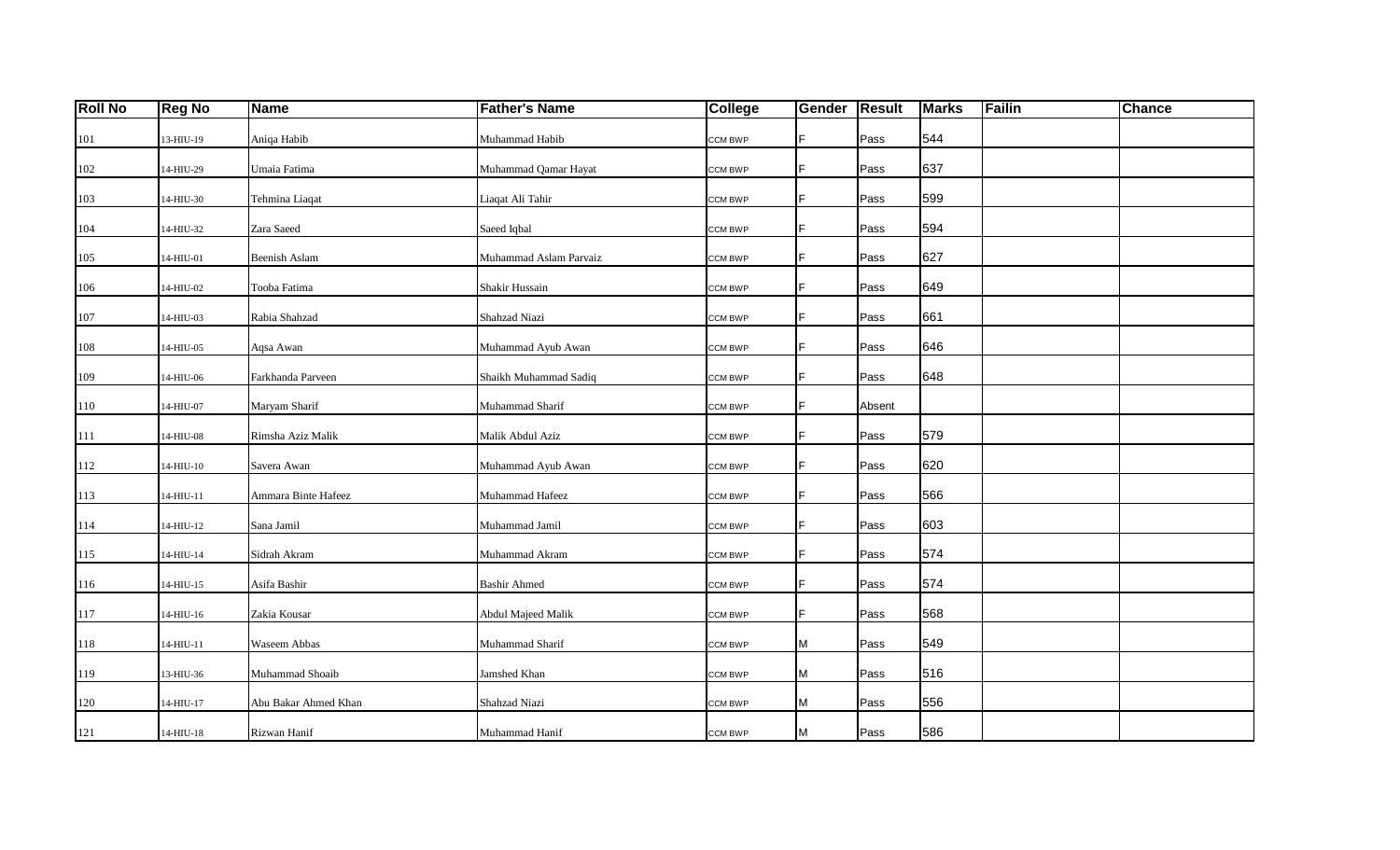| Roll No | Reg No | Name | Father's Name | College | Gender | Result | Marks | Failin | Chance |
|---|---|---|---|---|---|---|---|---|---|
| 101 | 13-HIU-19 | Aniqa Habib | Muhammad Habib | CCM BWP | F | Pass | 544 | | |
| 102 | 14-HIU-29 | Umaia Fatima | Muhammad Qamar Hayat | CCM BWP | F | Pass | 637 | | |
| 103 | 14-HIU-30 | Tehmina Liaqat | Liaqat Ali Tahir | CCM BWP | F | Pass | 599 | | |
| 104 | 14-HIU-32 | Zara Saeed | Saeed Iqbal | CCM BWP | F | Pass | 594 | | |
| 105 | 14-HIU-01 | Beenish Aslam | Muhammad Aslam Parvaiz | CCM BWP | F | Pass | 627 | | |
| 106 | 14-HIU-02 | Tooba Fatima | Shakir Hussain | CCM BWP | F | Pass | 649 | | |
| 107 | 14-HIU-03 | Rabia Shahzad | Shahzad Niazi | CCM BWP | F | Pass | 661 | | |
| 108 | 14-HIU-05 | Aqsa Awan | Muhammad Ayub Awan | CCM BWP | F | Pass | 646 | | |
| 109 | 14-HIU-06 | Farkhanda Parveen | Shaikh Muhammad Sadiq | CCM BWP | F | Pass | 648 | | |
| 110 | 14-HIU-07 | Maryam Sharif | Muhammad Sharif | CCM BWP | F | Absent | | | |
| 111 | 14-HIU-08 | Rimsha Aziz Malik | Malik Abdul Aziz | CCM BWP | F | Pass | 579 | | |
| 112 | 14-HIU-10 | Savera Awan | Muhammad Ayub Awan | CCM BWP | F | Pass | 620 | | |
| 113 | 14-HIU-11 | Ammara Binte Hafeez | Muhammad Hafeez | CCM BWP | F | Pass | 566 | | |
| 114 | 14-HIU-12 | Sana Jamil | Muhammad Jamil | CCM BWP | F | Pass | 603 | | |
| 115 | 14-HIU-14 | Sidrah Akram | Muhammad Akram | CCM BWP | F | Pass | 574 | | |
| 116 | 14-HIU-15 | Asifa Bashir | Bashir Ahmed | CCM BWP | F | Pass | 574 | | |
| 117 | 14-HIU-16 | Zakia Kousar | Abdul Majeed Malik | CCM BWP | F | Pass | 568 | | |
| 118 | 14-HIU-11 | Waseem Abbas | Muhammad Sharif | CCM BWP | M | Pass | 549 | | |
| 119 | 13-HIU-36 | Muhammad Shoaib | Jamshed Khan | CCM BWP | M | Pass | 516 | | |
| 120 | 14-HIU-17 | Abu Bakar Ahmed Khan | Shahzad Niazi | CCM BWP | M | Pass | 556 | | |
| 121 | 14-HIU-18 | Rizwan Hanif | Muhammad Hanif | CCM BWP | M | Pass | 586 | | |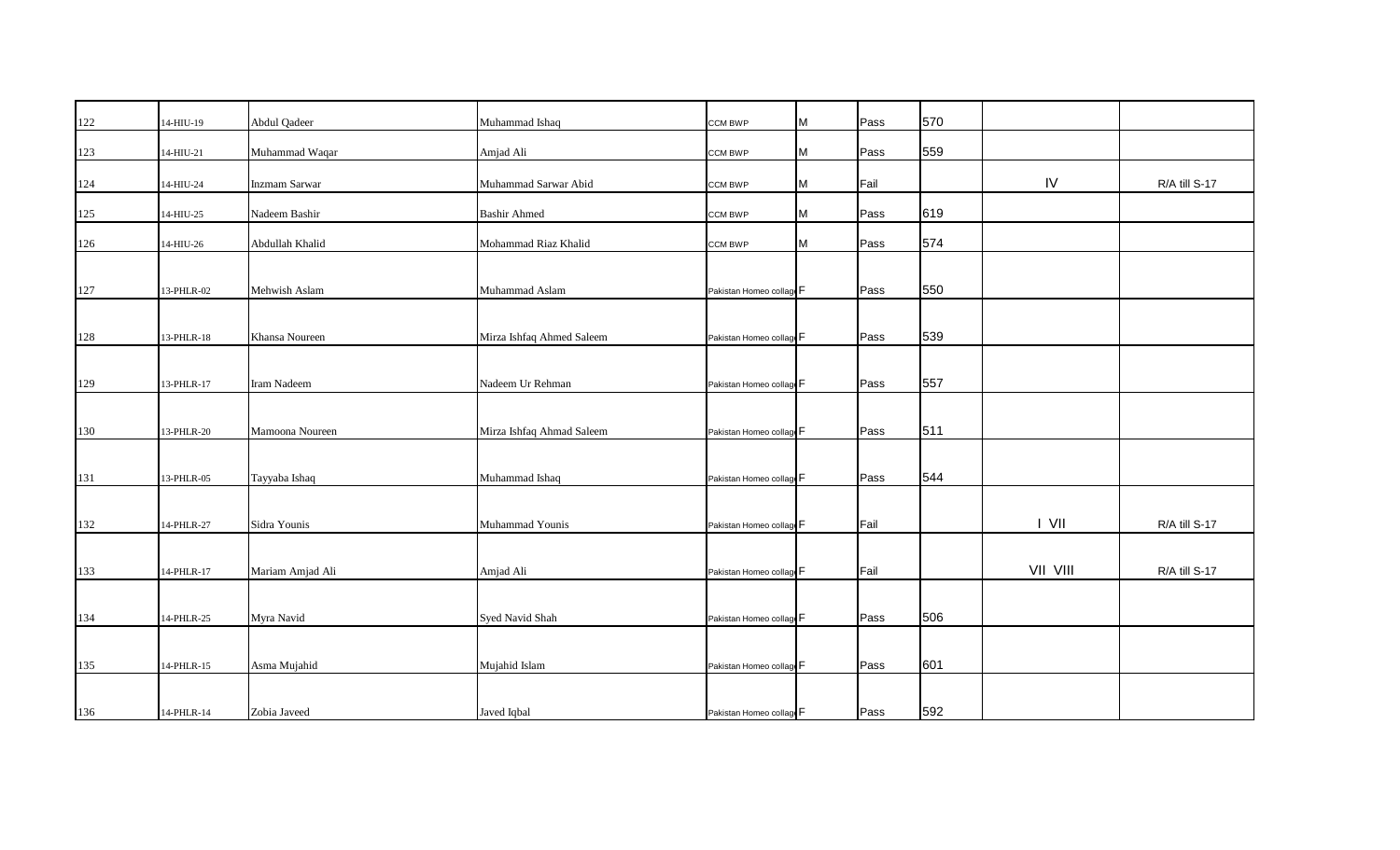| | | | | | | | | | |
|---|---|---|---|---|---|---|---|---|---|
| 122 | 14-HIU-19 | Abdul Qadeer | Muhammad Ishaq | CCM BWP | M | Pass | 570 | | |
| 123 | 14-HIU-21 | Muhammad Waqar | Amjad Ali | CCM BWP | M | Pass | 559 | | |
| 124 | 14-HIU-24 | Inzmam Sarwar | Muhammad Sarwar Abid | CCM BWP | M | Fail | | IV | R/A till S-17 |
| 125 | 14-HIU-25 | Nadeem Bashir | Bashir Ahmed | CCM BWP | M | Pass | 619 | | |
| 126 | 14-HIU-26 | Abdullah Khalid | Mohammad Riaz Khalid | CCM BWP | M | Pass | 574 | | |
| 127 | 13-PHLR-02 | Mehwish Aslam | Muhammad Aslam | Pakistan Homeo collage | F | Pass | 550 | | |
| 128 | 13-PHLR-18 | Khansa Noureen | Mirza Ishfaq Ahmed Saleem | Pakistan Homeo collage | F | Pass | 539 | | |
| 129 | 13-PHLR-17 | Iram Nadeem | Nadeem Ur Rehman | Pakistan Homeo collage | F | Pass | 557 | | |
| 130 | 13-PHLR-20 | Mamoona Noureen | Mirza Ishfaq Ahmad Saleem | Pakistan Homeo collage | F | Pass | 511 | | |
| 131 | 13-PHLR-05 | Tayyaba Ishaq | Muhammad Ishaq | Pakistan Homeo collage | F | Pass | 544 | | |
| 132 | 14-PHLR-27 | Sidra Younis | Muhammad Younis | Pakistan Homeo collage | F | Fail | | I VII | R/A till S-17 |
| 133 | 14-PHLR-17 | Mariam Amjad Ali | Amjad Ali | Pakistan Homeo collage | F | Fail | | VII VIII | R/A till S-17 |
| 134 | 14-PHLR-25 | Myra Navid | Syed Navid Shah | Pakistan Homeo collage | F | Pass | 506 | | |
| 135 | 14-PHLR-15 | Asma Mujahid | Mujahid Islam | Pakistan Homeo collage | F | Pass | 601 | | |
| 136 | 14-PHLR-14 | Zobia Javeed | Javed Iqbal | Pakistan Homeo collage | F | Pass | 592 | | |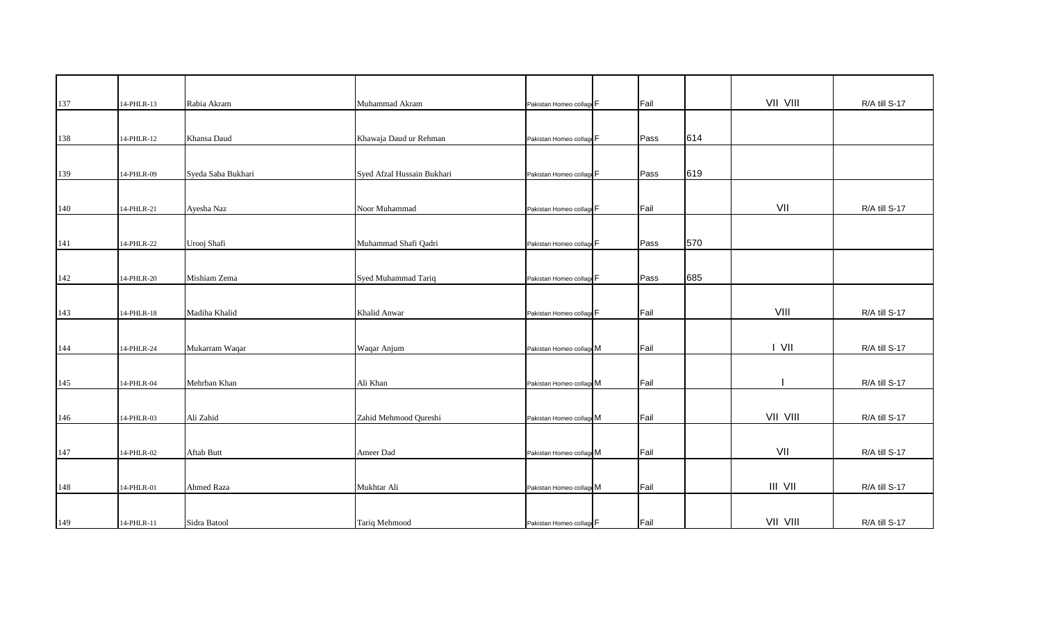| | | | | | | | | | |
|---|---|---|---|---|---|---|---|---|---|
| 137 | 14-PHLR-13 | Rabia Akram | Muhammad Akram | Pakistan Homeo collage | F | Fail | | VII VIII | R/A till S-17 |
| 138 | 14-PHLR-12 | Khansa Daud | Khawaja Daud ur Rehman | Pakistan Homeo collage | F | Pass | 614 | | |
| 139 | 14-PHLR-09 | Syeda Saba Bukhari | Syed Afzal Hussain Bukhari | Pakistan Homeo collage | F | Pass | 619 | | |
| 140 | 14-PHLR-21 | Ayesha Naz | Noor Muhammad | Pakistan Homeo collage | F | Fail | | VII | R/A till S-17 |
| 141 | 14-PHLR-22 | Urooj Shafi | Muhammad Shafi Qadri | Pakistan Homeo collage | F | Pass | 570 | | |
| 142 | 14-PHLR-20 | Mishiam Zema | Syed Muhammad Tariq | Pakistan Homeo collage | F | Pass | 685 | | |
| 143 | 14-PHLR-18 | Madiha Khalid | Khalid Anwar | Pakistan Homeo collage | F | Fail | | VIII | R/A till S-17 |
| 144 | 14-PHLR-24 | Mukarram Waqar | Waqar Anjum | Pakistan Homeo collage | M | Fail | | I VII | R/A till S-17 |
| 145 | 14-PHLR-04 | Mehrban Khan | Ali Khan | Pakistan Homeo collage | M | Fail | | I | R/A till S-17 |
| 146 | 14-PHLR-03 | Ali Zahid | Zahid Mehmood Qureshi | Pakistan Homeo collage | M | Fail | | VII VIII | R/A till S-17 |
| 147 | 14-PHLR-02 | Aftab Butt | Ameer Dad | Pakistan Homeo collage | M | Fail | | VII | R/A till S-17 |
| 148 | 14-PHLR-01 | Ahmed Raza | Mukhtar Ali | Pakistan Homeo collage | M | Fail | | III VII | R/A till S-17 |
| 149 | 14-PHLR-11 | Sidra Batool | Tariq Mehmood | Pakistan Homeo collage | F | Fail | | VII VIII | R/A till S-17 |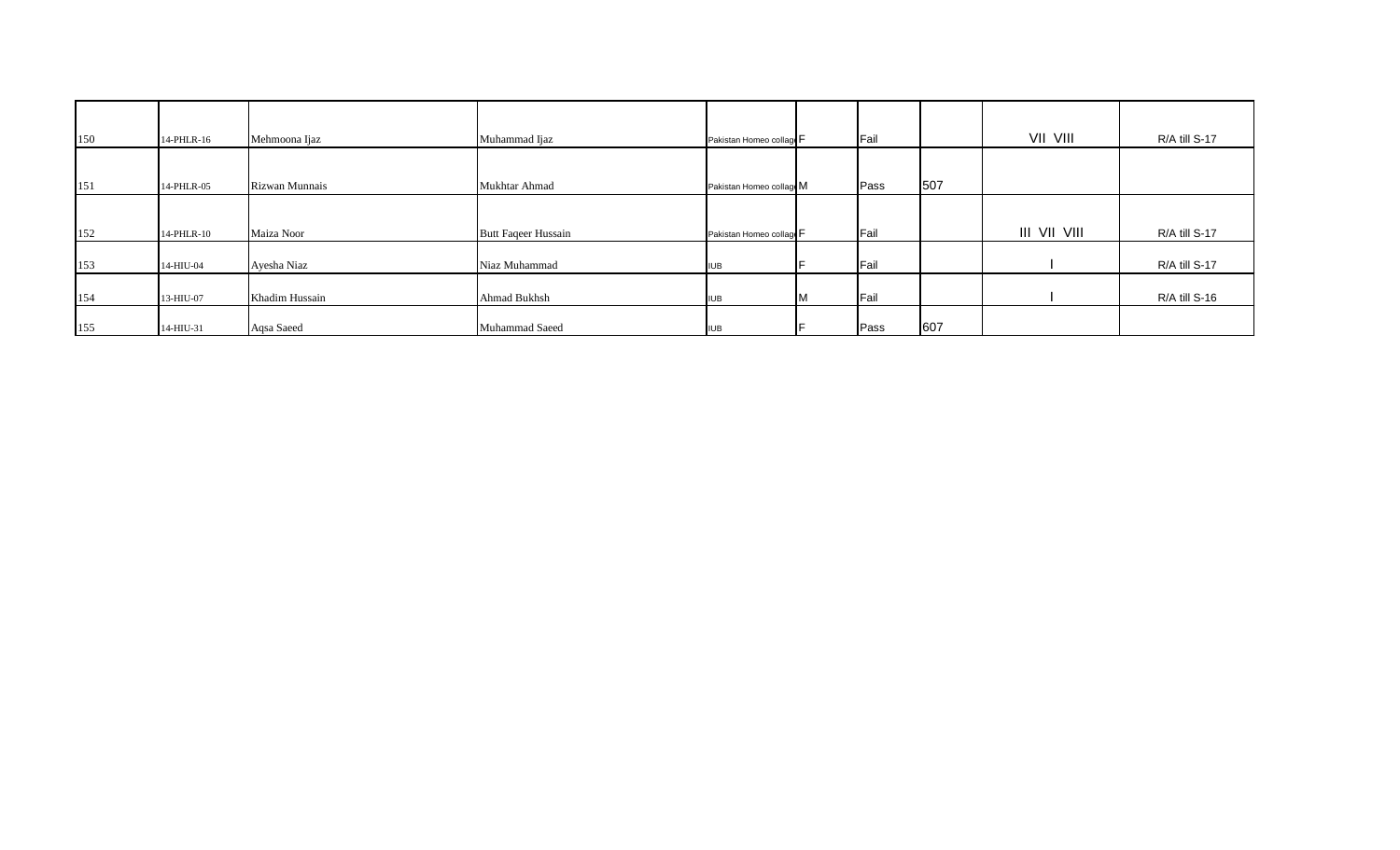| | | | | | | | | | |
|---|---|---|---|---|---|---|---|---|---|
| 150 | 14-PHLR-16 | Mehmoona Ijaz | Muhammad Ijaz | Pakistan Homeo collage | F | Fail | | VII VIII | R/A till S-17 |
| 151 | 14-PHLR-05 | Rizwan Munnais | Mukhtar Ahmad | Pakistan Homeo collage | M | Pass | 507 | | |
| 152 | 14-PHLR-10 | Maiza Noor | Butt Faqeer Hussain | Pakistan Homeo collage | F | Fail | | III VII VIII | R/A till S-17 |
| 153 | 14-HIU-04 | Ayesha Niaz | Niaz Muhammad | IUB | F | Fail | | I | R/A till S-17 |
| 154 | 13-HIU-07 | Khadim Hussain | Ahmad Bukhsh | IUB | M | Fail | | I | R/A till S-16 |
| 155 | 14-HIU-31 | Aqsa Saeed | Muhammad Saeed | IUB | F | Pass | 607 | | |